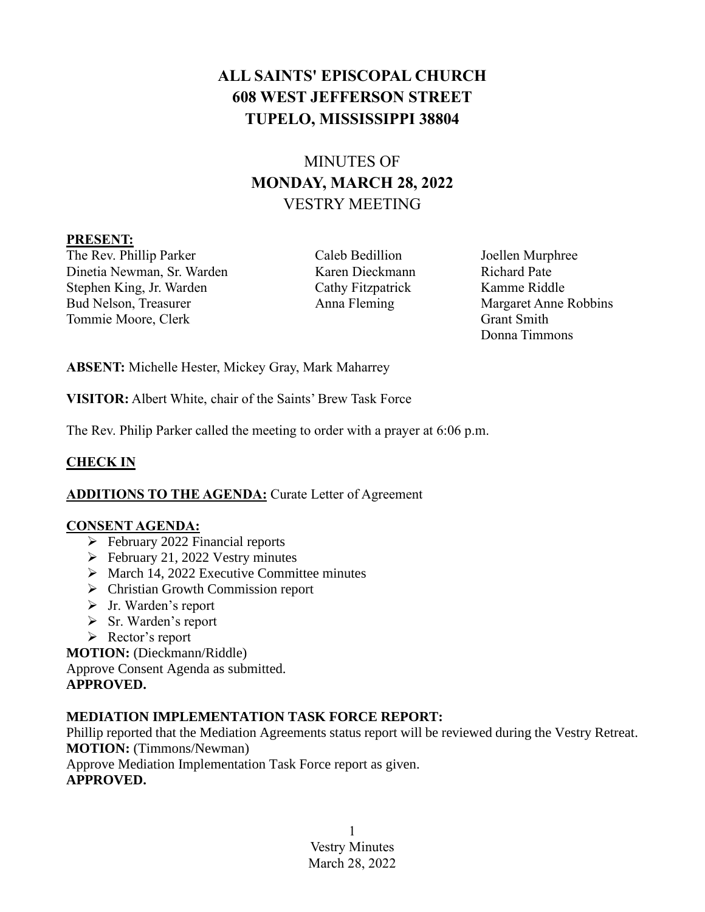# ALL SAINTS' EPISCOPAL CHURCH
# 608 WEST JEFFERSON STREET
# TUPELO, MISSISSIPPI 38804

## MINUTES OF
## MONDAY, MARCH 28, 2022
## VESTRY MEETING

**PRESENT:**

The Rev. Phillip Parker
Dinetia Newman, Sr. Warden
Stephen King, Jr. Warden
Bud Nelson, Treasurer
Tommie Moore, Clerk

Caleb Bedillion
Karen Dieckmann
Cathy Fitzpatrick
Anna Fleming

Joellen Murphree
Richard Pate
Kamme Riddle
Margaret Anne Robbins
Grant Smith
Donna Timmons

**ABSENT:** Michelle Hester, Mickey Gray, Mark Maharrey

**VISITOR:** Albert White, chair of the Saints' Brew Task Force

The Rev. Philip Parker called the meeting to order with a prayer at 6:06 p.m.

**CHECK IN**

**ADDITIONS TO THE AGENDA:** Curate Letter of Agreement

**CONSENT AGENDA:**

- February 2022 Financial reports
- February 21, 2022 Vestry minutes
- March 14, 2022 Executive Committee minutes
- Christian Growth Commission report
- Jr. Warden's report
- Sr. Warden's report
- Rector's report

**MOTION:** (Dieckmann/Riddle)
Approve Consent Agenda as submitted.
**APPROVED.**

**MEDIATION IMPLEMENTATION TASK FORCE REPORT:**
Phillip reported that the Mediation Agreements status report will be reviewed during the Vestry Retreat.
**MOTION:** (Timmons/Newman)
Approve Mediation Implementation Task Force report as given.
**APPROVED.**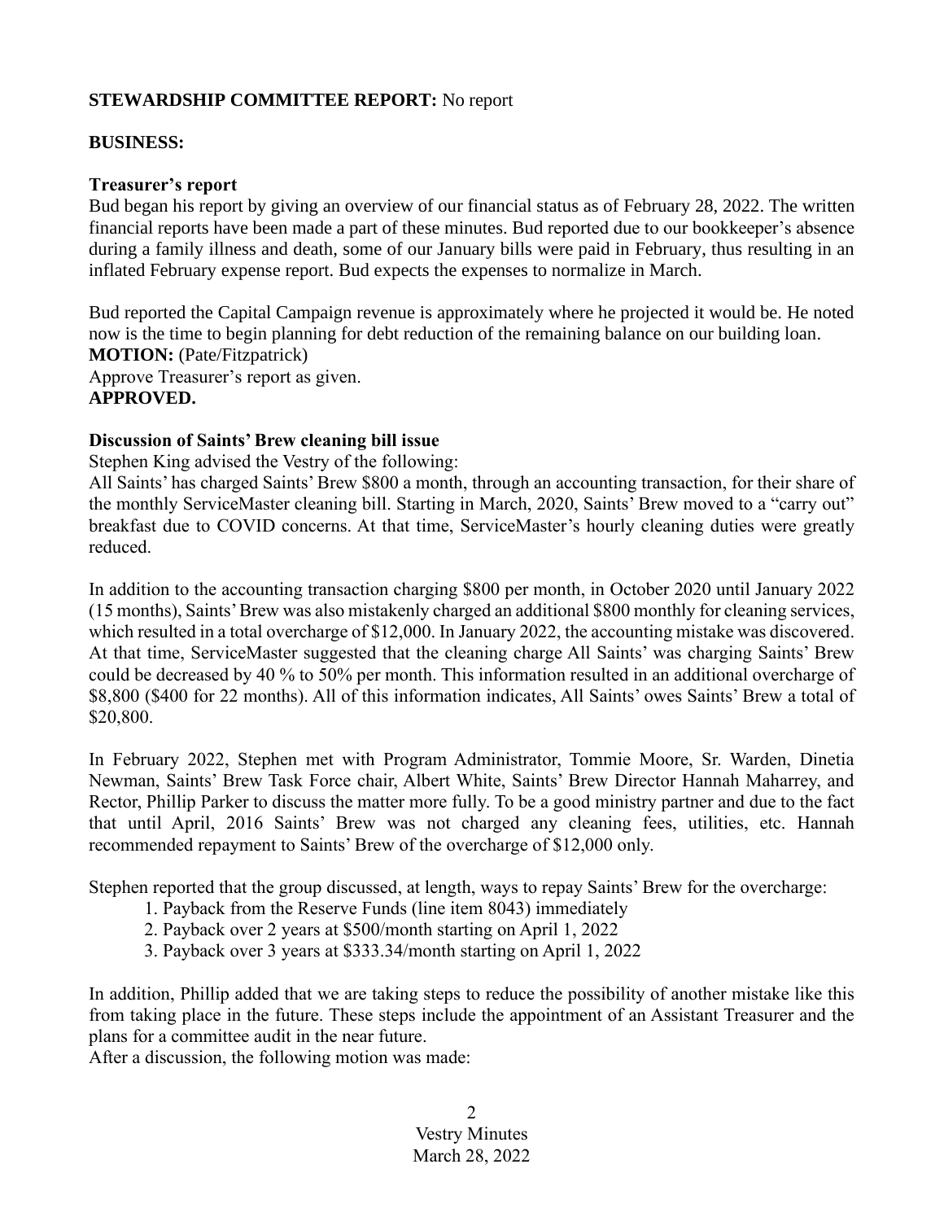**STEWARDSHIP COMMITTEE REPORT:** No report

**BUSINESS:**

**Treasurer's report**

Bud began his report by giving an overview of our financial status as of February 28, 2022. The written financial reports have been made a part of these minutes. Bud reported due to our bookkeeper's absence during a family illness and death, some of our January bills were paid in February, thus resulting in an inflated February expense report. Bud expects the expenses to normalize in March.

Bud reported the Capital Campaign revenue is approximately where he projected it would be. He noted now is the time to begin planning for debt reduction of the remaining balance on our building loan.

**MOTION:** (Pate/Fitzpatrick)

Approve Treasurer's report as given.

**APPROVED.**

**Discussion of Saints' Brew cleaning bill issue**

Stephen King advised the Vestry of the following:

All Saints' has charged Saints' Brew $800 a month, through an accounting transaction, for their share of the monthly ServiceMaster cleaning bill. Starting in March, 2020, Saints' Brew moved to a "carry out" breakfast due to COVID concerns. At that time, ServiceMaster's hourly cleaning duties were greatly reduced.

In addition to the accounting transaction charging $800 per month, in October 2020 until January 2022 (15 months), Saints' Brew was also mistakenly charged an additional $800 monthly for cleaning services, which resulted in a total overcharge of $12,000. In January 2022, the accounting mistake was discovered. At that time, ServiceMaster suggested that the cleaning charge All Saints' was charging Saints' Brew could be decreased by 40 % to 50% per month. This information resulted in an additional overcharge of $8,800 ($400 for 22 months). All of this information indicates, All Saints' owes Saints' Brew a total of $20,800.

In February 2022, Stephen met with Program Administrator, Tommie Moore, Sr. Warden, Dinetia Newman, Saints' Brew Task Force chair, Albert White, Saints' Brew Director Hannah Maharrey, and Rector, Phillip Parker to discuss the matter more fully. To be a good ministry partner and due to the fact that until April, 2016 Saints' Brew was not charged any cleaning fees, utilities, etc. Hannah recommended repayment to Saints' Brew of the overcharge of $12,000 only.

Stephen reported that the group discussed, at length, ways to repay Saints' Brew for the overcharge:

1. Payback from the Reserve Funds (line item 8043) immediately
2. Payback over 2 years at $500/month starting on April 1, 2022
3. Payback over 3 years at $333.34/month starting on April 1, 2022

In addition, Phillip added that we are taking steps to reduce the possibility of another mistake like this from taking place in the future. These steps include the appointment of an Assistant Treasurer and the plans for a committee audit in the near future.

After a discussion, the following motion was made: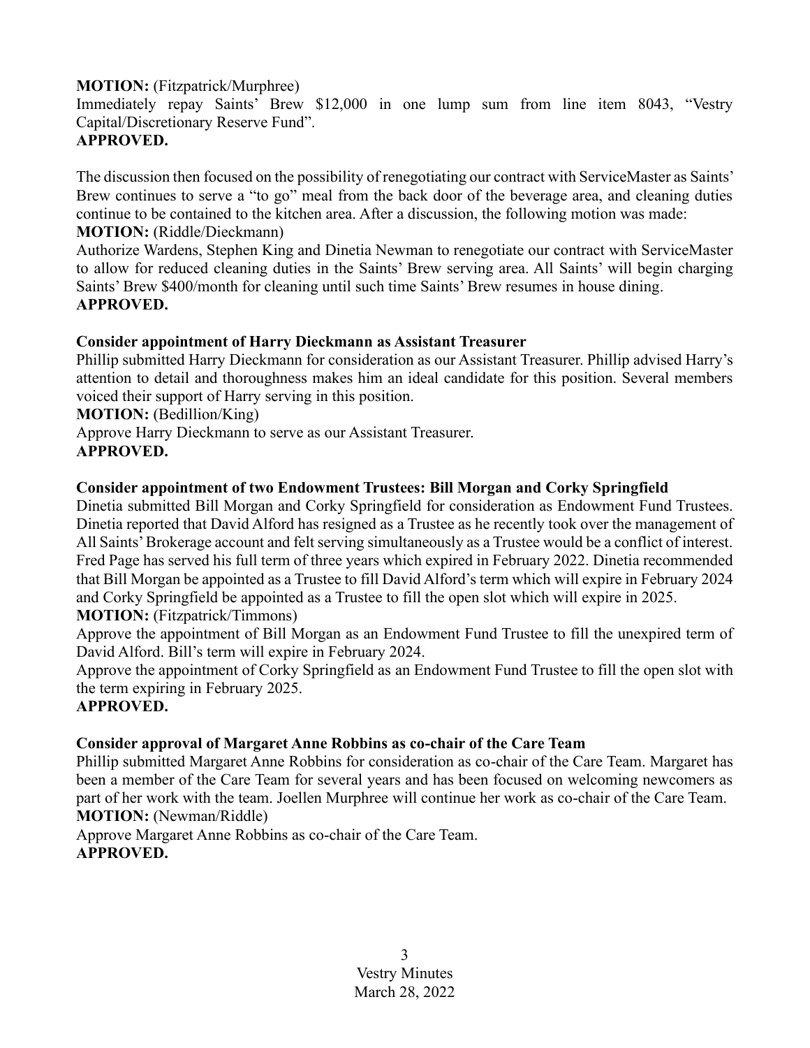**MOTION:** (Fitzpatrick/Murphree)
Immediately repay Saints' Brew $12,000 in one lump sum from line item 8043, "Vestry Capital/Discretionary Reserve Fund".
**APPROVED.**

The discussion then focused on the possibility of renegotiating our contract with ServiceMaster as Saints' Brew continues to serve a "to go" meal from the back door of the beverage area, and cleaning duties continue to be contained to the kitchen area. After a discussion, the following motion was made:
**MOTION:** (Riddle/Dieckmann)
Authorize Wardens, Stephen King and Dinetia Newman to renegotiate our contract with ServiceMaster to allow for reduced cleaning duties in the Saints' Brew serving area. All Saints' will begin charging Saints' Brew $400/month for cleaning until such time Saints' Brew resumes in house dining.
**APPROVED.**

**Consider appointment of Harry Dieckmann as Assistant Treasurer**
Phillip submitted Harry Dieckmann for consideration as our Assistant Treasurer. Phillip advised Harry's attention to detail and thoroughness makes him an ideal candidate for this position. Several members voiced their support of Harry serving in this position.
**MOTION:** (Bedillion/King)
Approve Harry Dieckmann to serve as our Assistant Treasurer.
**APPROVED.**

**Consider appointment of two Endowment Trustees: Bill Morgan and Corky Springfield**
Dinetia submitted Bill Morgan and Corky Springfield for consideration as Endowment Fund Trustees. Dinetia reported that David Alford has resigned as a Trustee as he recently took over the management of All Saints' Brokerage account and felt serving simultaneously as a Trustee would be a conflict of interest. Fred Page has served his full term of three years which expired in February 2022. Dinetia recommended that Bill Morgan be appointed as a Trustee to fill David Alford's term which will expire in February 2024 and Corky Springfield be appointed as a Trustee to fill the open slot which will expire in 2025.
**MOTION:** (Fitzpatrick/Timmons)
Approve the appointment of Bill Morgan as an Endowment Fund Trustee to fill the unexpired term of David Alford. Bill's term will expire in February 2024.
Approve the appointment of Corky Springfield as an Endowment Fund Trustee to fill the open slot with the term expiring in February 2025.
**APPROVED.**

**Consider approval of Margaret Anne Robbins as co-chair of the Care Team**
Phillip submitted Margaret Anne Robbins for consideration as co-chair of the Care Team. Margaret has been a member of the Care Team for several years and has been focused on welcoming newcomers as part of her work with the team. Joellen Murphree will continue her work as co-chair of the Care Team.
**MOTION:** (Newman/Riddle)
Approve Margaret Anne Robbins as co-chair of the Care Team.
**APPROVED.**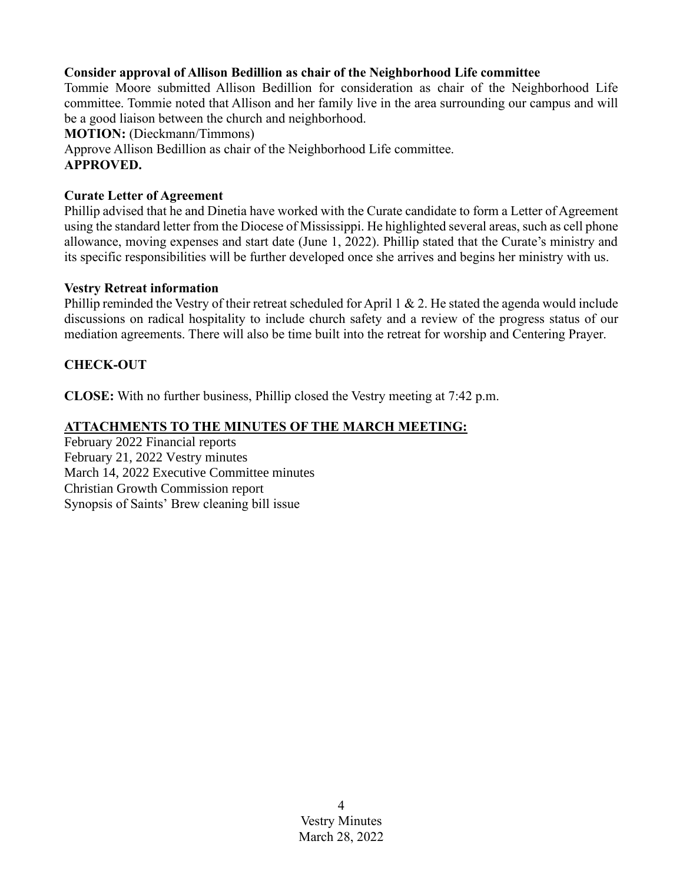**Consider approval of Allison Bedillion as chair of the Neighborhood Life committee**

Tommie Moore submitted Allison Bedillion for consideration as chair of the Neighborhood Life committee. Tommie noted that Allison and her family live in the area surrounding our campus and will be a good liaison between the church and neighborhood.

**MOTION:** (Dieckmann/Timmons)

Approve Allison Bedillion as chair of the Neighborhood Life committee.

**APPROVED.**

**Curate Letter of Agreement**

Phillip advised that he and Dinetia have worked with the Curate candidate to form a Letter of Agreement using the standard letter from the Diocese of Mississippi. He highlighted several areas, such as cell phone allowance, moving expenses and start date (June 1, 2022). Phillip stated that the Curate's ministry and its specific responsibilities will be further developed once she arrives and begins her ministry with us.

**Vestry Retreat information**

Phillip reminded the Vestry of their retreat scheduled for April 1 & 2. He stated the agenda would include discussions on radical hospitality to include church safety and a review of the progress status of our mediation agreements. There will also be time built into the retreat for worship and Centering Prayer.

**CHECK-OUT**

**CLOSE:** With no further business, Phillip closed the Vestry meeting at 7:42 p.m.

**ATTACHMENTS TO THE MINUTES OF THE MARCH MEETING:**

February 2022 Financial reports
February 21, 2022 Vestry minutes
March 14, 2022 Executive Committee minutes
Christian Growth Commission report
Synopsis of Saints' Brew cleaning bill issue